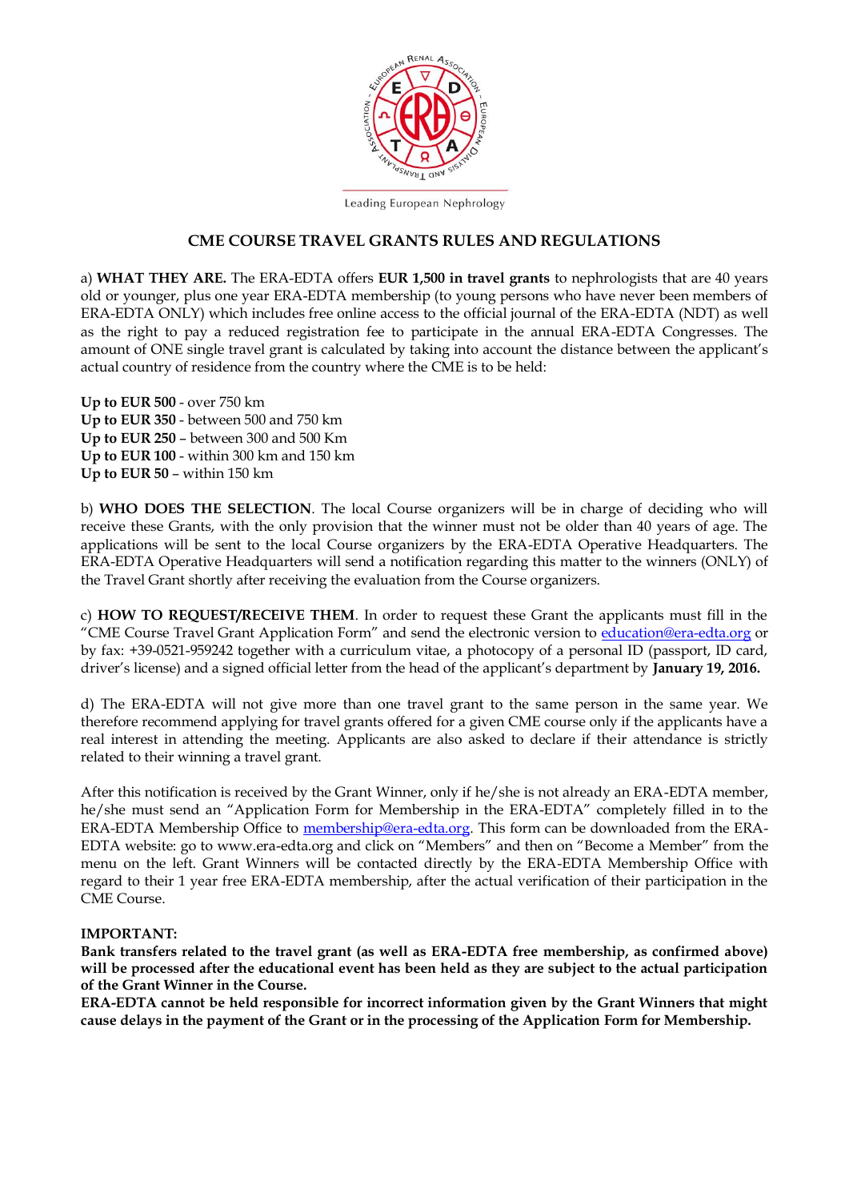Leading European Nephrology

# CME COURSE TRAVEL GRANTS RULES AND REGULATIONS

a) **WHAT THEY ARE.** The ERA-EDTA offers **EUR 1,500 in travel grants** to nephrologists that are 40 years old or younger, plus one year ERA-EDTA membership (to young persons who have never been members of ERA-EDTA ONLY) which includes free online access to the official journal of the ERA-EDTA (NDT) as well as the right to pay a reduced registration fee to participate in the annual ERA-EDTA Congresses. The amount of ONE single travel grant is calculated by taking into account the distance between the applicant's actual country of residence from the country where the CME is to be held:

**Up to EUR 500** - over 750 km
**Up to EUR 350** - between 500 and 750 km
**Up to EUR 250** – between 300 and 500 Km
**Up to EUR 100** - within 300 km and 150 km
**Up to EUR 50** – within 150 km

b) **WHO DOES THE SELECTION**. The local Course organizers will be in charge of deciding who will receive these Grants, with the only provision that the winner must not be older than 40 years of age. The applications will be sent to the local Course organizers by the ERA-EDTA Operative Headquarters. The ERA-EDTA Operative Headquarters will send a notification regarding this matter to the winners (ONLY) of the Travel Grant shortly after receiving the evaluation from the Course organizers.

c) **HOW TO REQUEST/RECEIVE THEM**. In order to request these Grant the applicants must fill in the "CME Course Travel Grant Application Form" and send the electronic version to education@era-edta.org or by fax: +39-0521-959242 together with a curriculum vitae, a photocopy of a personal ID (passport, ID card, driver's license) and a signed official letter from the head of the applicant's department by **January 19, 2016.**

d) The ERA-EDTA will not give more than one travel grant to the same person in the same year. We therefore recommend applying for travel grants offered for a given CME course only if the applicants have a real interest in attending the meeting. Applicants are also asked to declare if their attendance is strictly related to their winning a travel grant.

After this notification is received by the Grant Winner, only if he/she is not already an ERA-EDTA member, he/she must send an "Application Form for Membership in the ERA-EDTA" completely filled in to the ERA-EDTA Membership Office to membership@era-edta.org. This form can be downloaded from the ERA-EDTA website: go to www.era-edta.org and click on "Members" and then on "Become a Member" from the menu on the left. Grant Winners will be contacted directly by the ERA-EDTA Membership Office with regard to their 1 year free ERA-EDTA membership, after the actual verification of their participation in the CME Course.

**IMPORTANT:**
**Bank transfers related to the travel grant (as well as ERA-EDTA free membership, as confirmed above) will be processed after the educational event has been held as they are subject to the actual participation of the Grant Winner in the Course.**
**ERA-EDTA cannot be held responsible for incorrect information given by the Grant Winners that might cause delays in the payment of the Grant or in the processing of the Application Form for Membership.**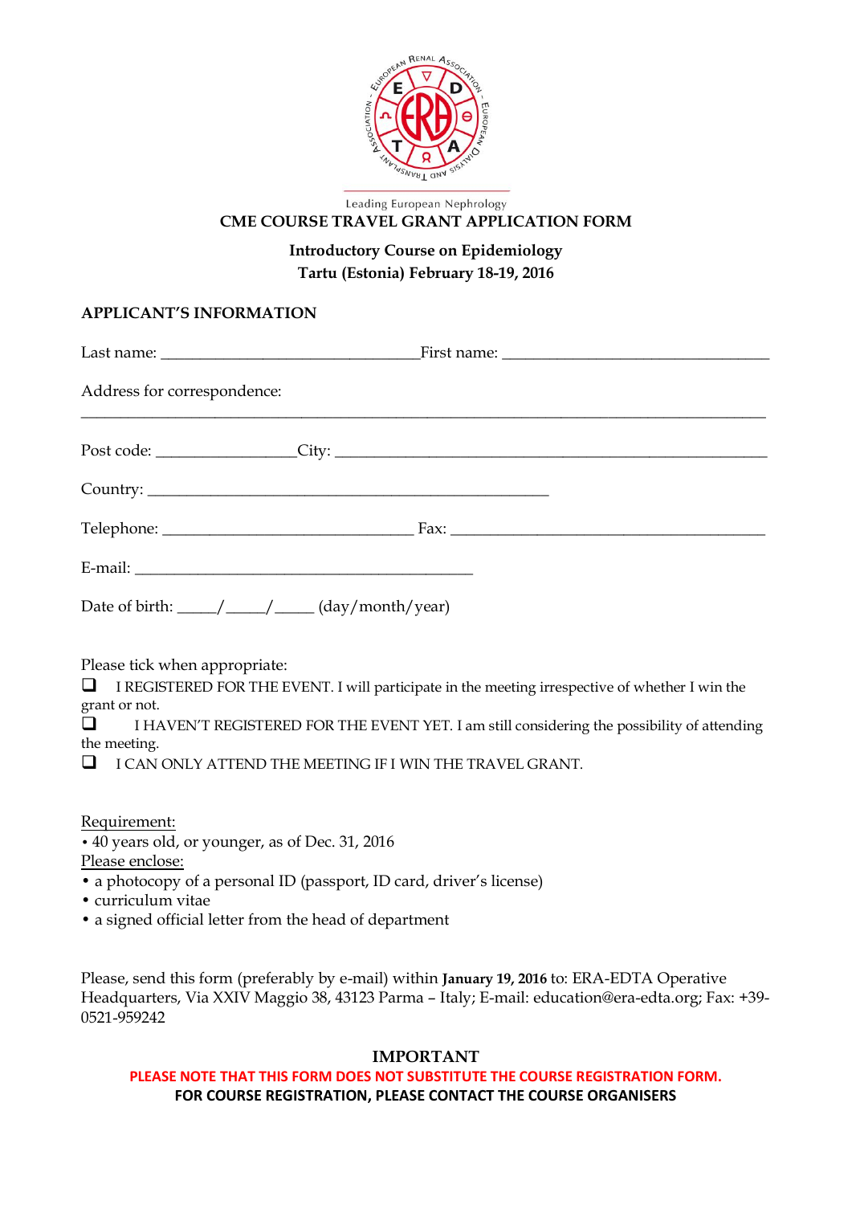Leading European Nephrology

# CME COURSE TRAVEL GRANT APPLICATION FORM

## Introductory Course on Epidemiology
## Tartu (Estonia) February 18-19, 2016

### APPLICANT'S INFORMATION

Last name: ______________________________ First name: ______________________________

Address for correspondence:

______________________________________________________________________________

Post code: ________________ City: ______________________________________________

Country: ______________________________________________

Telephone: ______________________________ Fax: ______________________________________

E-mail: ________________________________________

Date of birth: _____/_____/_____ (day/month/year)

Please tick when appropriate:

❑ I REGISTERED FOR THE EVENT. I will participate in the meeting irrespective of whether I win the grant or not.

❑ I HAVEN'T REGISTERED FOR THE EVENT YET. I am still considering the possibility of attending the meeting.

❑ I CAN ONLY ATTEND THE MEETING IF I WIN THE TRAVEL GRANT.

Requirement:
• 40 years old, or younger, as of Dec. 31, 2016

Please enclose:
• a photocopy of a personal ID (passport, ID card, driver's license)
• curriculum vitae
• a signed official letter from the head of department

Please, send this form (preferably by e-mail) within **January 19, 2016** to: ERA-EDTA Operative Headquarters, Via XXIV Maggio 38, 43123 Parma – Italy; E-mail: education@era-edta.org; Fax: +39-0521-959242

**IMPORTANT**

**PLEASE NOTE THAT THIS FORM DOES NOT SUBSTITUTE THE COURSE REGISTRATION FORM.**
**FOR COURSE REGISTRATION, PLEASE CONTACT THE COURSE ORGANISERS**